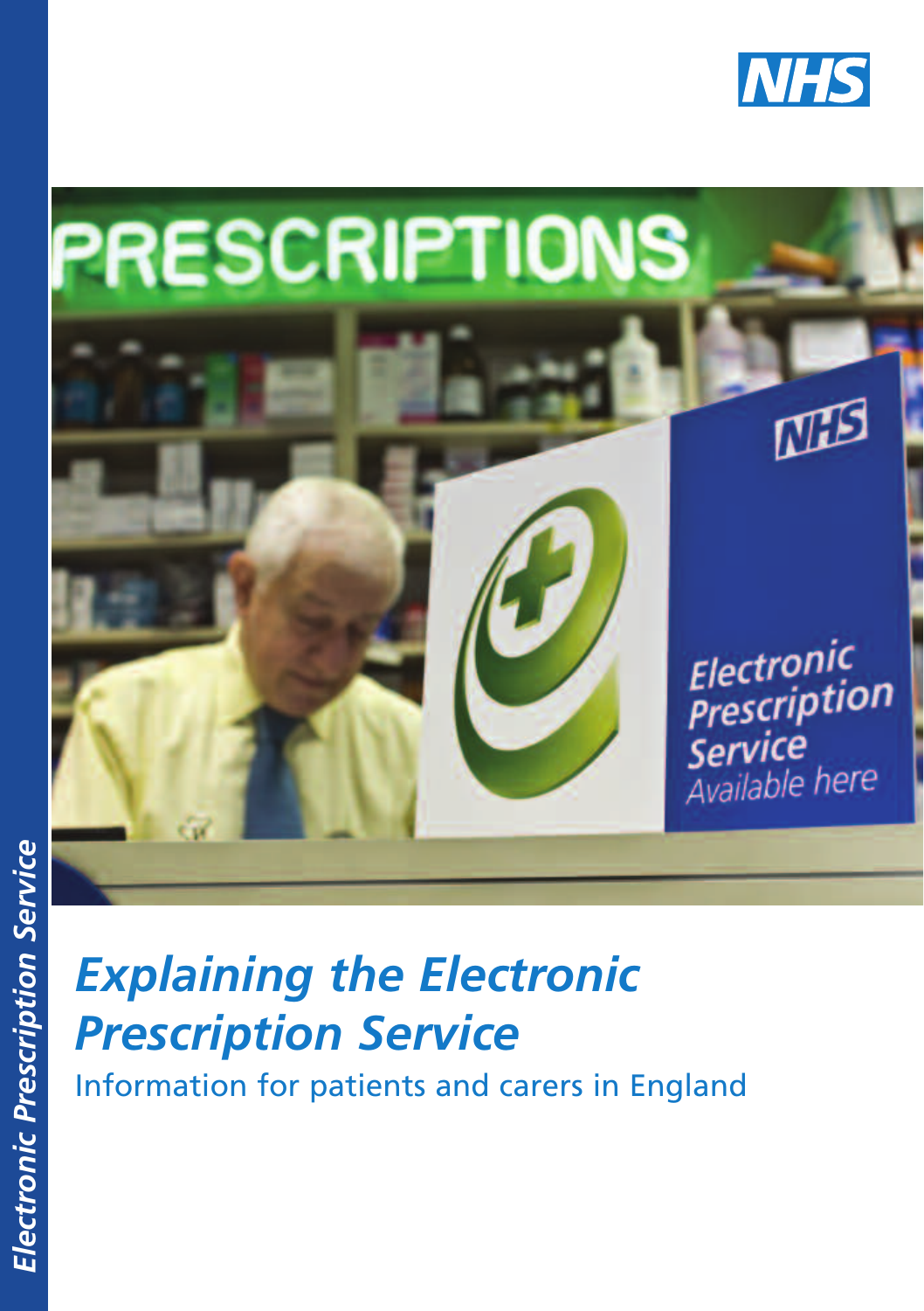# Explaining the Electronic Prescription Service

Information for patients and carers in England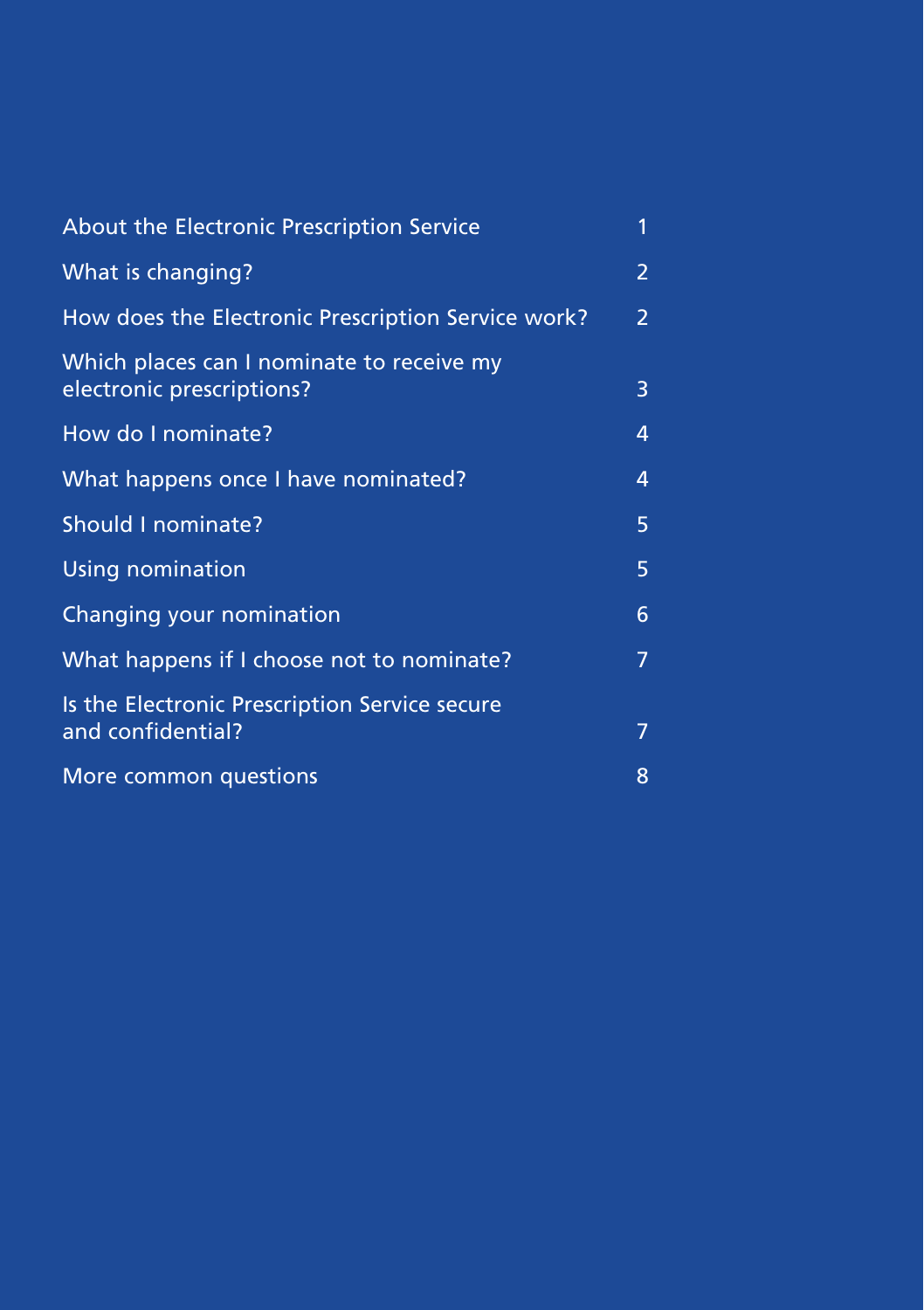| | |
|---|---|
| About the Electronic Prescription Service | 1 |
| What is changing? | 2 |
| How does the Electronic Prescription Service work? | 2 |
| Which places can I nominate to receive my electronic prescriptions? | 3 |
| How do I nominate? | 4 |
| What happens once I have nominated? | 4 |
| Should I nominate? | 5 |
| Using nomination | 5 |
| Changing your nomination | 6 |
| What happens if I choose not to nominate? | 7 |
| Is the Electronic Prescription Service secure and confidential? | 7 |
| More common questions | 8 |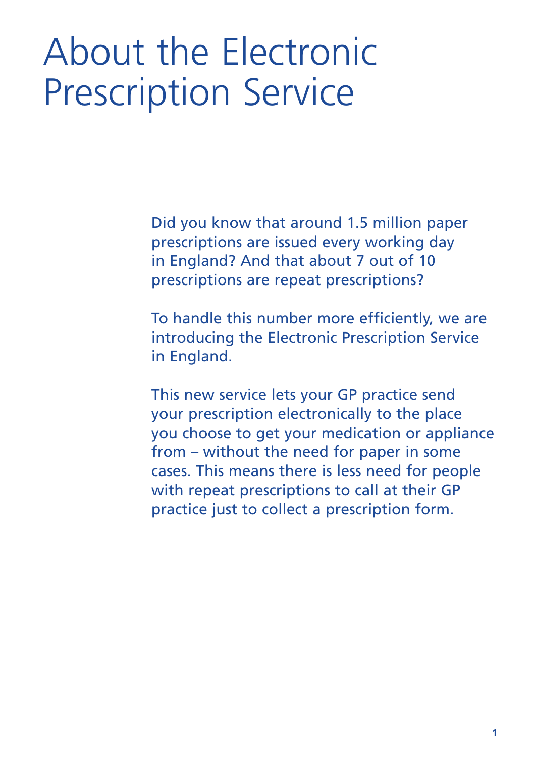# About the Electronic Prescription Service

Did you know that around 1.5 million paper prescriptions are issued every working day in England? And that about 7 out of 10 prescriptions are repeat prescriptions?

To handle this number more efficiently, we are introducing the Electronic Prescription Service in England.

This new service lets your GP practice send your prescription electronically to the place you choose to get your medication or appliance from – without the need for paper in some cases. This means there is less need for people with repeat prescriptions to call at their GP practice just to collect a prescription form.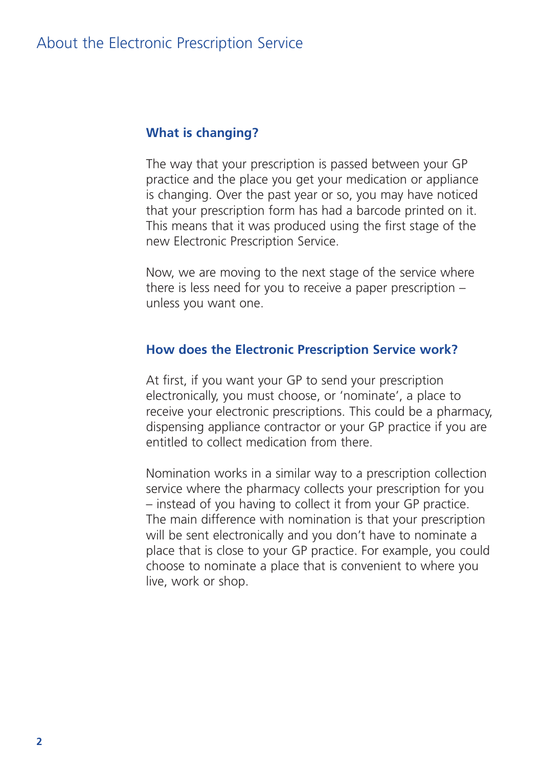# About the Electronic Prescription Service

## What is changing?

The way that your prescription is passed between your GP practice and the place you get your medication or appliance is changing. Over the past year or so, you may have noticed that your prescription form has had a barcode printed on it. This means that it was produced using the first stage of the new Electronic Prescription Service.

Now, we are moving to the next stage of the service where there is less need for you to receive a paper prescription – unless you want one.

## How does the Electronic Prescription Service work?

At first, if you want your GP to send your prescription electronically, you must choose, or 'nominate', a place to receive your electronic prescriptions. This could be a pharmacy, dispensing appliance contractor or your GP practice if you are entitled to collect medication from there.

Nomination works in a similar way to a prescription collection service where the pharmacy collects your prescription for you – instead of you having to collect it from your GP practice. The main difference with nomination is that your prescription will be sent electronically and you don't have to nominate a place that is close to your GP practice. For example, you could choose to nominate a place that is convenient to where you live, work or shop.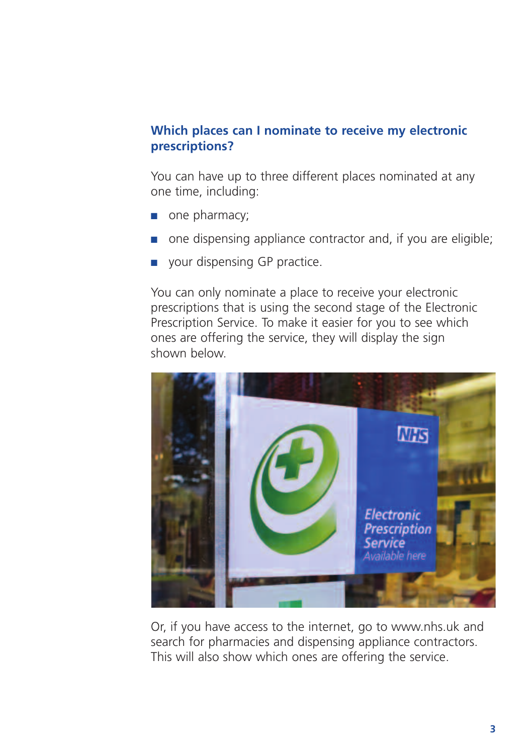## Which places can I nominate to receive my electronic prescriptions?

You can have up to three different places nominated at any one time, including:

- one pharmacy;
- one dispensing appliance contractor and, if you are eligible;
- your dispensing GP practice.

You can only nominate a place to receive your electronic prescriptions that is using the second stage of the Electronic Prescription Service. To make it easier for you to see which ones are offering the service, they will display the sign shown below.

Or, if you have access to the internet, go to www.nhs.uk and search for pharmacies and dispensing appliance contractors. This will also show which ones are offering the service.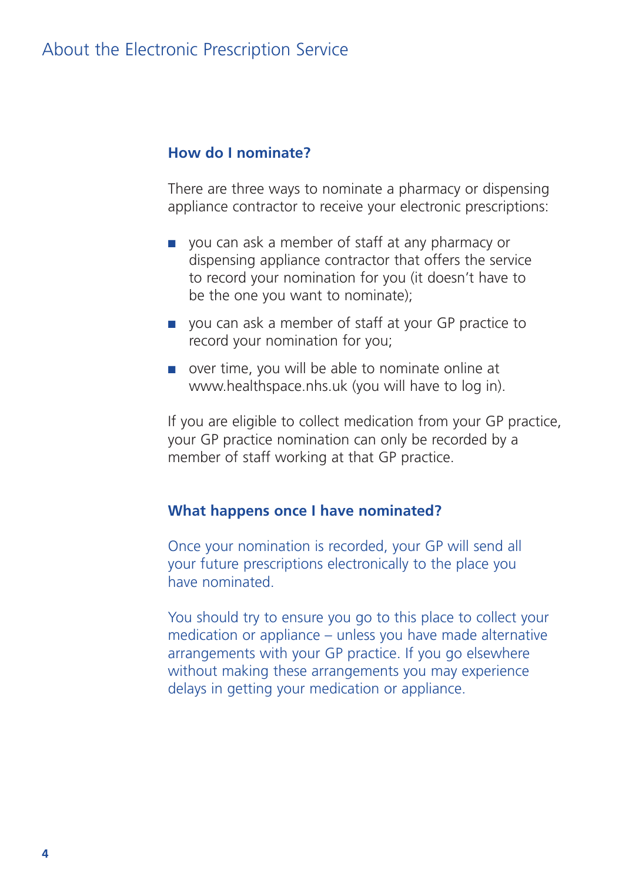## How do I nominate?

There are three ways to nominate a pharmacy or dispensing appliance contractor to receive your electronic prescriptions:

- you can ask a member of staff at any pharmacy or dispensing appliance contractor that offers the service to record your nomination for you (it doesn't have to be the one you want to nominate);
- you can ask a member of staff at your GP practice to record your nomination for you;
- over time, you will be able to nominate online at www.healthspace.nhs.uk (you will have to log in).

If you are eligible to collect medication from your GP practice, your GP practice nomination can only be recorded by a member of staff working at that GP practice.

## What happens once I have nominated?

Once your nomination is recorded, your GP will send all your future prescriptions electronically to the place you have nominated.

You should try to ensure you go to this place to collect your medication or appliance – unless you have made alternative arrangements with your GP practice. If you go elsewhere without making these arrangements you may experience delays in getting your medication or appliance.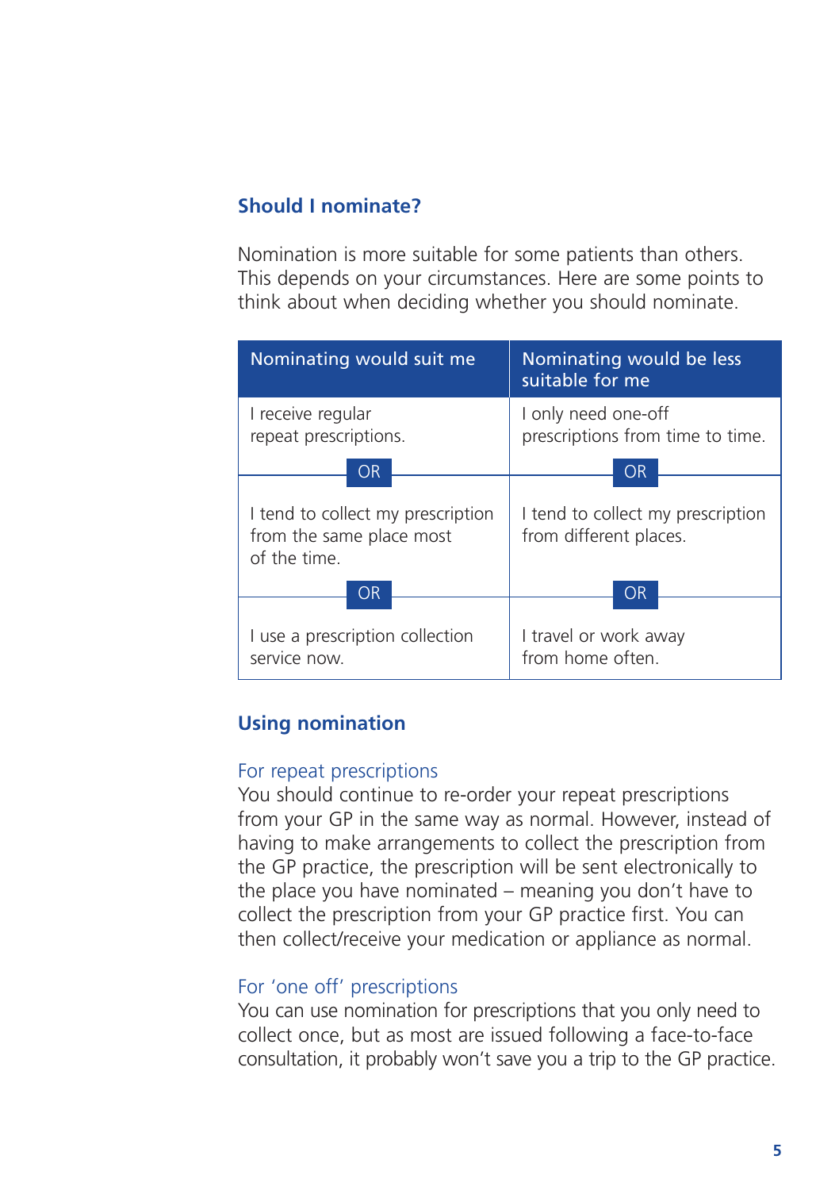## Should I nominate?

Nomination is more suitable for some patients than others. This depends on your circumstances. Here are some points to think about when deciding whether you should nominate.

| Nominating would suit me | Nominating would be less suitable for me |
|---|---|
| I receive regular repeat prescriptions. | I only need one-off prescriptions from time to time. |
| OR | OR |
| I tend to collect my prescription from the same place most of the time. | I tend to collect my prescription from different places. |
| OR | OR |
| I use a prescription collection service now. | I travel or work away from home often. |

## Using nomination

### For repeat prescriptions

You should continue to re-order your repeat prescriptions from your GP in the same way as normal. However, instead of having to make arrangements to collect the prescription from the GP practice, the prescription will be sent electronically to the place you have nominated – meaning you don't have to collect the prescription from your GP practice first. You can then collect/receive your medication or appliance as normal.

### For 'one off' prescriptions

You can use nomination for prescriptions that you only need to collect once, but as most are issued following a face-to-face consultation, it probably won't save you a trip to the GP practice.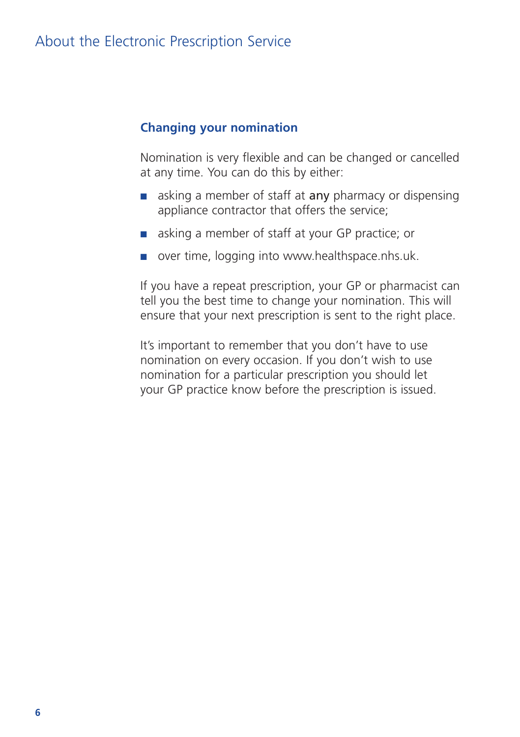### Changing your nomination

Nomination is very flexible and can be changed or cancelled at any time. You can do this by either:

- asking a member of staff at **any** pharmacy or dispensing appliance contractor that offers the service;
- asking a member of staff at your GP practice; or
- over time, logging into www.healthspace.nhs.uk.

If you have a repeat prescription, your GP or pharmacist can tell you the best time to change your nomination. This will ensure that your next prescription is sent to the right place.

It's important to remember that you don't have to use nomination on every occasion. If you don't wish to use nomination for a particular prescription you should let your GP practice know before the prescription is issued.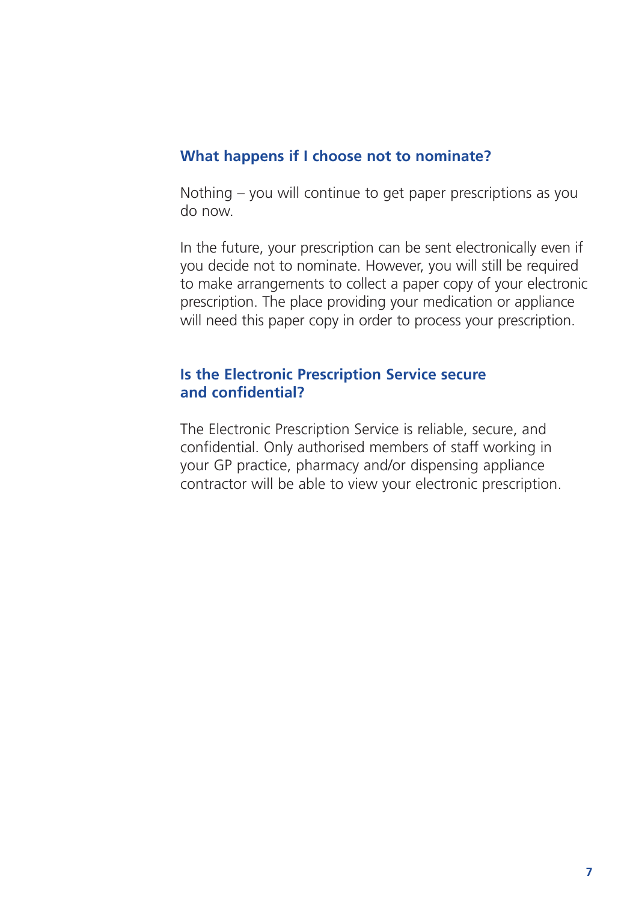### What happens if I choose not to nominate?

Nothing – you will continue to get paper prescriptions as you do now.

In the future, your prescription can be sent electronically even if you decide not to nominate. However, you will still be required to make arrangements to collect a paper copy of your electronic prescription. The place providing your medication or appliance will need this paper copy in order to process your prescription.

### Is the Electronic Prescription Service secure and confidential?

The Electronic Prescription Service is reliable, secure, and confidential. Only authorised members of staff working in your GP practice, pharmacy and/or dispensing appliance contractor will be able to view your electronic prescription.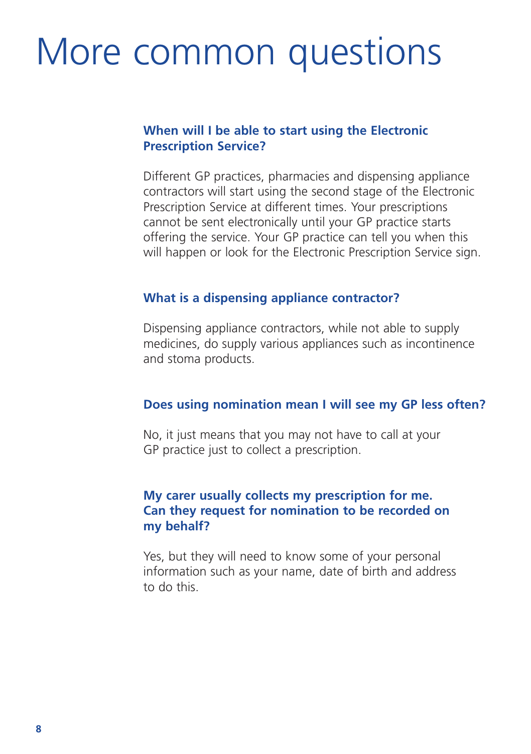# More common questions

### When will I be able to start using the Electronic Prescription Service?

Different GP practices, pharmacies and dispensing appliance contractors will start using the second stage of the Electronic Prescription Service at different times. Your prescriptions cannot be sent electronically until your GP practice starts offering the service. Your GP practice can tell you when this will happen or look for the Electronic Prescription Service sign.

### What is a dispensing appliance contractor?

Dispensing appliance contractors, while not able to supply medicines, do supply various appliances such as incontinence and stoma products.

### Does using nomination mean I will see my GP less often?

No, it just means that you may not have to call at your GP practice just to collect a prescription.

### My carer usually collects my prescription for me. Can they request for nomination to be recorded on my behalf?

Yes, but they will need to know some of your personal information such as your name, date of birth and address to do this.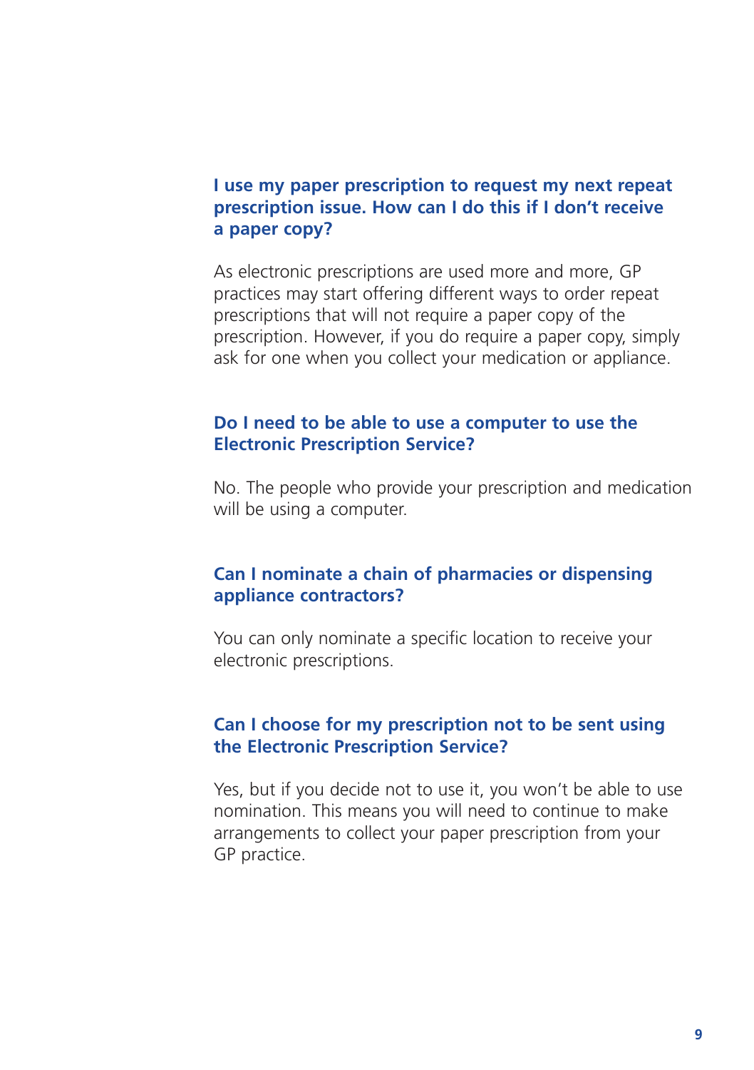### I use my paper prescription to request my next repeat prescription issue. How can I do this if I don't receive a paper copy?

As electronic prescriptions are used more and more, GP practices may start offering different ways to order repeat prescriptions that will not require a paper copy of the prescription. However, if you do require a paper copy, simply ask for one when you collect your medication or appliance.

### Do I need to be able to use a computer to use the Electronic Prescription Service?

No. The people who provide your prescription and medication will be using a computer.

### Can I nominate a chain of pharmacies or dispensing appliance contractors?

You can only nominate a specific location to receive your electronic prescriptions.

### Can I choose for my prescription not to be sent using the Electronic Prescription Service?

Yes, but if you decide not to use it, you won't be able to use nomination. This means you will need to continue to make arrangements to collect your paper prescription from your GP practice.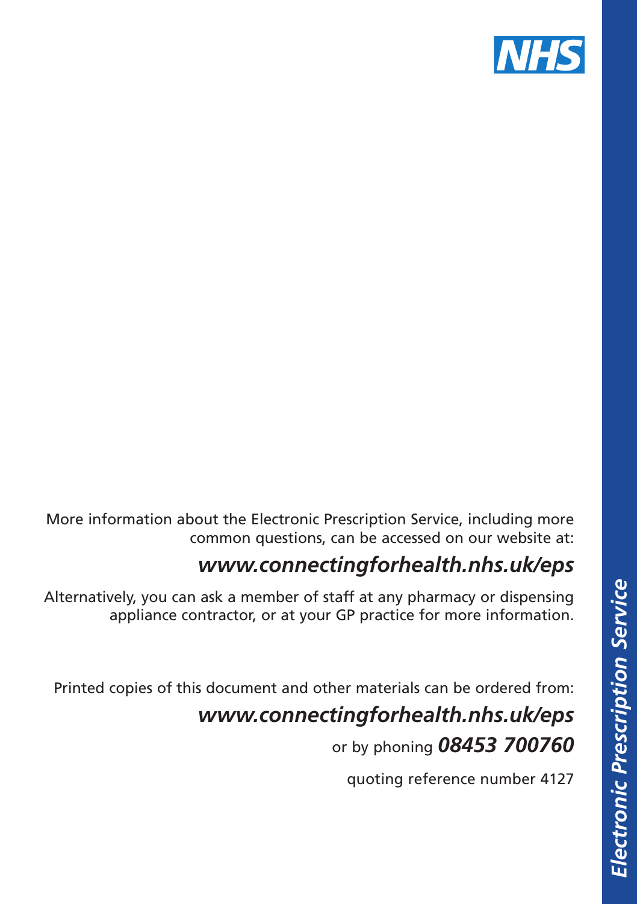More information about the Electronic Prescription Service, including more common questions, can be accessed on our website at:

***www.connectingforhealth.nhs.uk/eps***

Alternatively, you can ask a member of staff at any pharmacy or dispensing appliance contractor, or at your GP practice for more information.

Printed copies of this document and other materials can be ordered from:

***www.connectingforhealth.nhs.uk/eps***

or by phoning ***08453 700760***

quoting reference number 4127